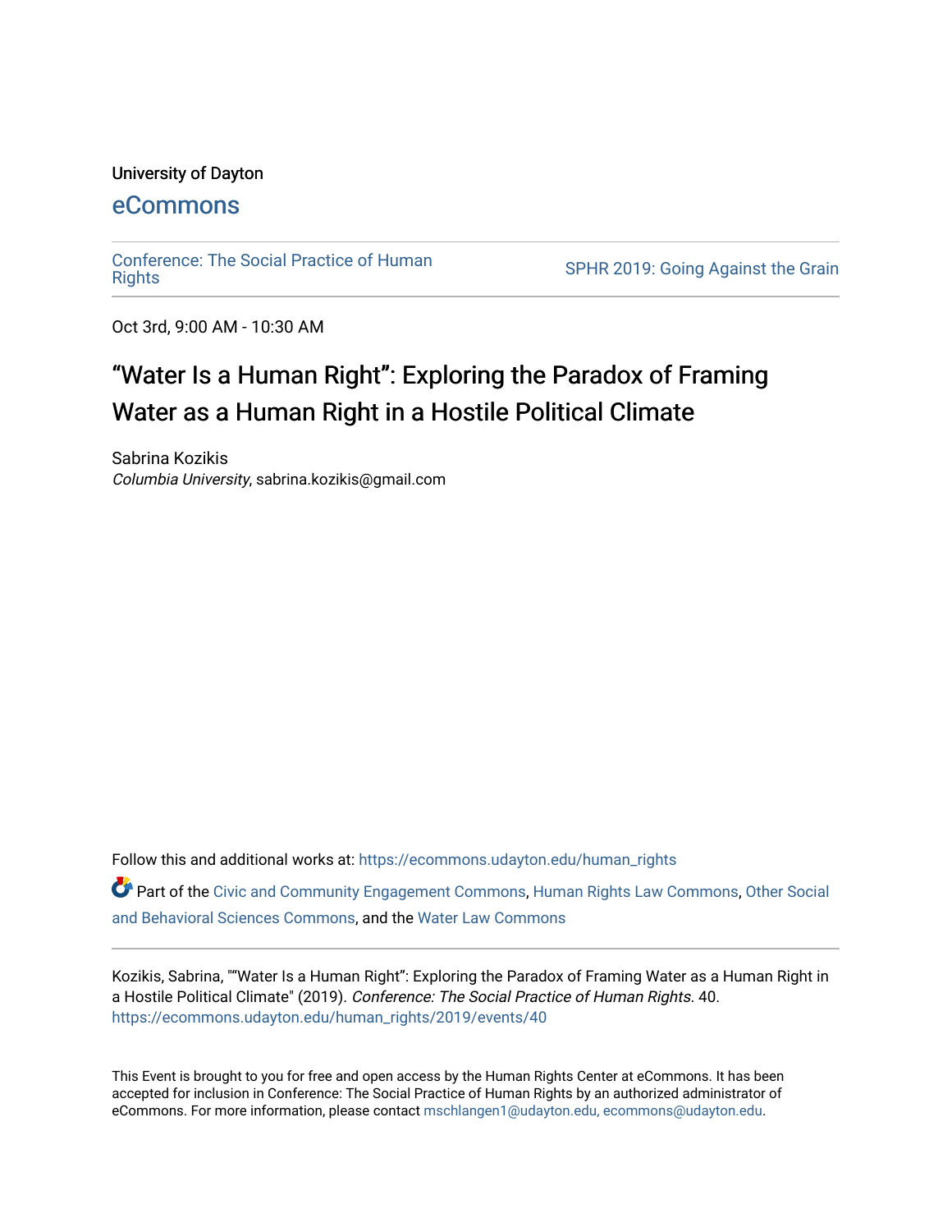University of Dayton

eCommons

Conference: The Social Practice of Human Rights

SPHR 2019: Going Against the Grain

Oct 3rd, 9:00 AM - 10:30 AM

# “Water Is a Human Right”: Exploring the Paradox of Framing Water as a Human Right in a Hostile Political Climate

Sabrina Kozikis

*Columbia University*, sabrina.kozikis@gmail.com

Follow this and additional works at: https://ecommons.udayton.edu/human_rights

Part of the Civic and Community Engagement Commons, Human Rights Law Commons, Other Social and Behavioral Sciences Commons, and the Water Law Commons

Kozikis, Sabrina, "“Water Is a Human Right”: Exploring the Paradox of Framing Water as a Human Right in a Hostile Political Climate" (2019). *Conference: The Social Practice of Human Rights*. 40.
https://ecommons.udayton.edu/human_rights/2019/events/40

This Event is brought to you for free and open access by the Human Rights Center at eCommons. It has been accepted for inclusion in Conference: The Social Practice of Human Rights by an authorized administrator of eCommons. For more information, please contact mschlangen1@udayton.edu, ecommons@udayton.edu.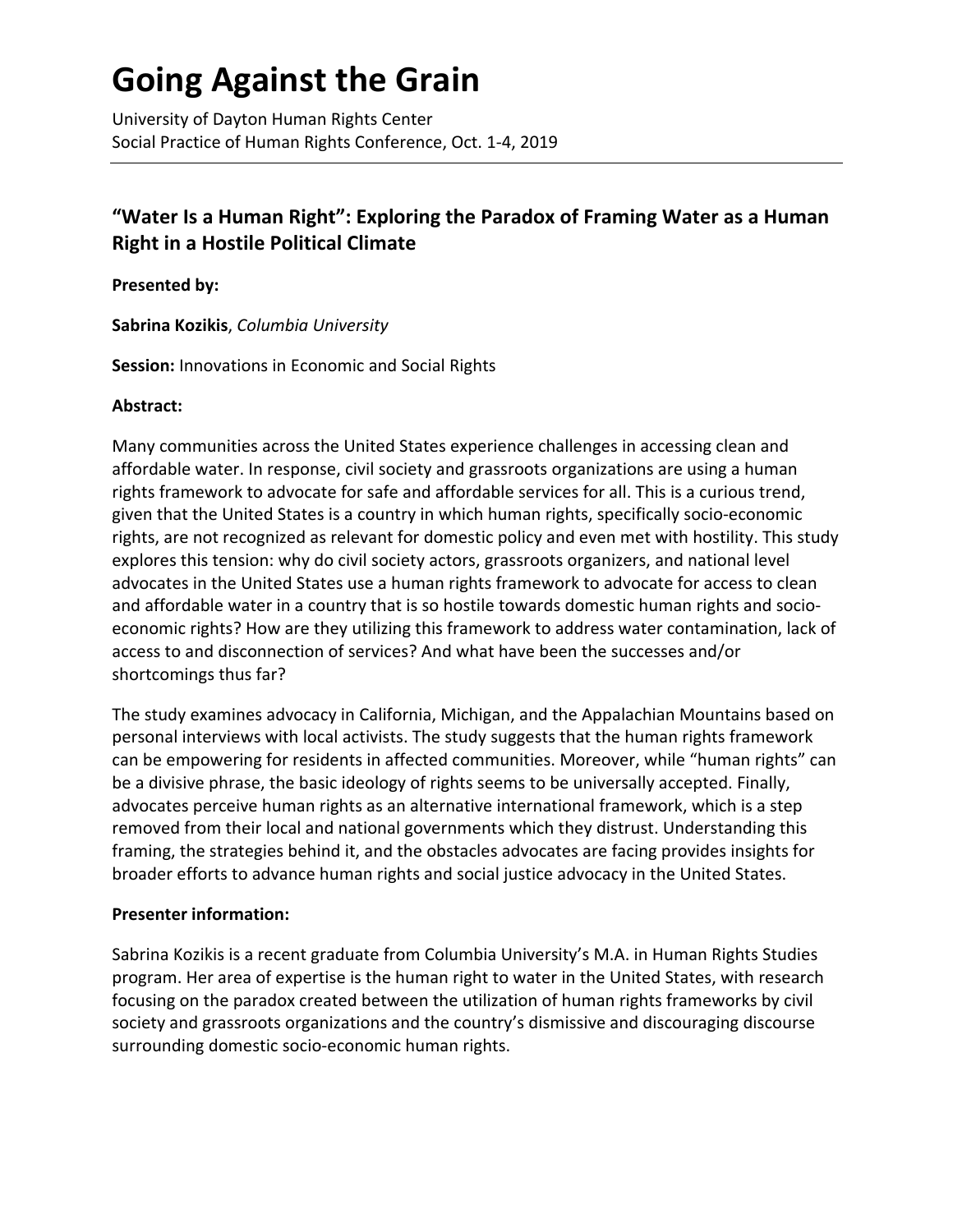# Going Against the Grain

University of Dayton Human Rights Center
Social Practice of Human Rights Conference, Oct. 1-4, 2019

## "Water Is a Human Right": Exploring the Paradox of Framing Water as a Human Right in a Hostile Political Climate

**Presented by:**

**Sabrina Kozikis**, *Columbia University*

**Session:** Innovations in Economic and Social Rights

**Abstract:**

Many communities across the United States experience challenges in accessing clean and affordable water. In response, civil society and grassroots organizations are using a human rights framework to advocate for safe and affordable services for all. This is a curious trend, given that the United States is a country in which human rights, specifically socio-economic rights, are not recognized as relevant for domestic policy and even met with hostility. This study explores this tension: why do civil society actors, grassroots organizers, and national level advocates in the United States use a human rights framework to advocate for access to clean and affordable water in a country that is so hostile towards domestic human rights and socio-economic rights? How are they utilizing this framework to address water contamination, lack of access to and disconnection of services? And what have been the successes and/or shortcomings thus far?

The study examines advocacy in California, Michigan, and the Appalachian Mountains based on personal interviews with local activists. The study suggests that the human rights framework can be empowering for residents in affected communities. Moreover, while "human rights" can be a divisive phrase, the basic ideology of rights seems to be universally accepted. Finally, advocates perceive human rights as an alternative international framework, which is a step removed from their local and national governments which they distrust. Understanding this framing, the strategies behind it, and the obstacles advocates are facing provides insights for broader efforts to advance human rights and social justice advocacy in the United States.

**Presenter information:**

Sabrina Kozikis is a recent graduate from Columbia University's M.A. in Human Rights Studies program. Her area of expertise is the human right to water in the United States, with research focusing on the paradox created between the utilization of human rights frameworks by civil society and grassroots organizations and the country's dismissive and discouraging discourse surrounding domestic socio-economic human rights.